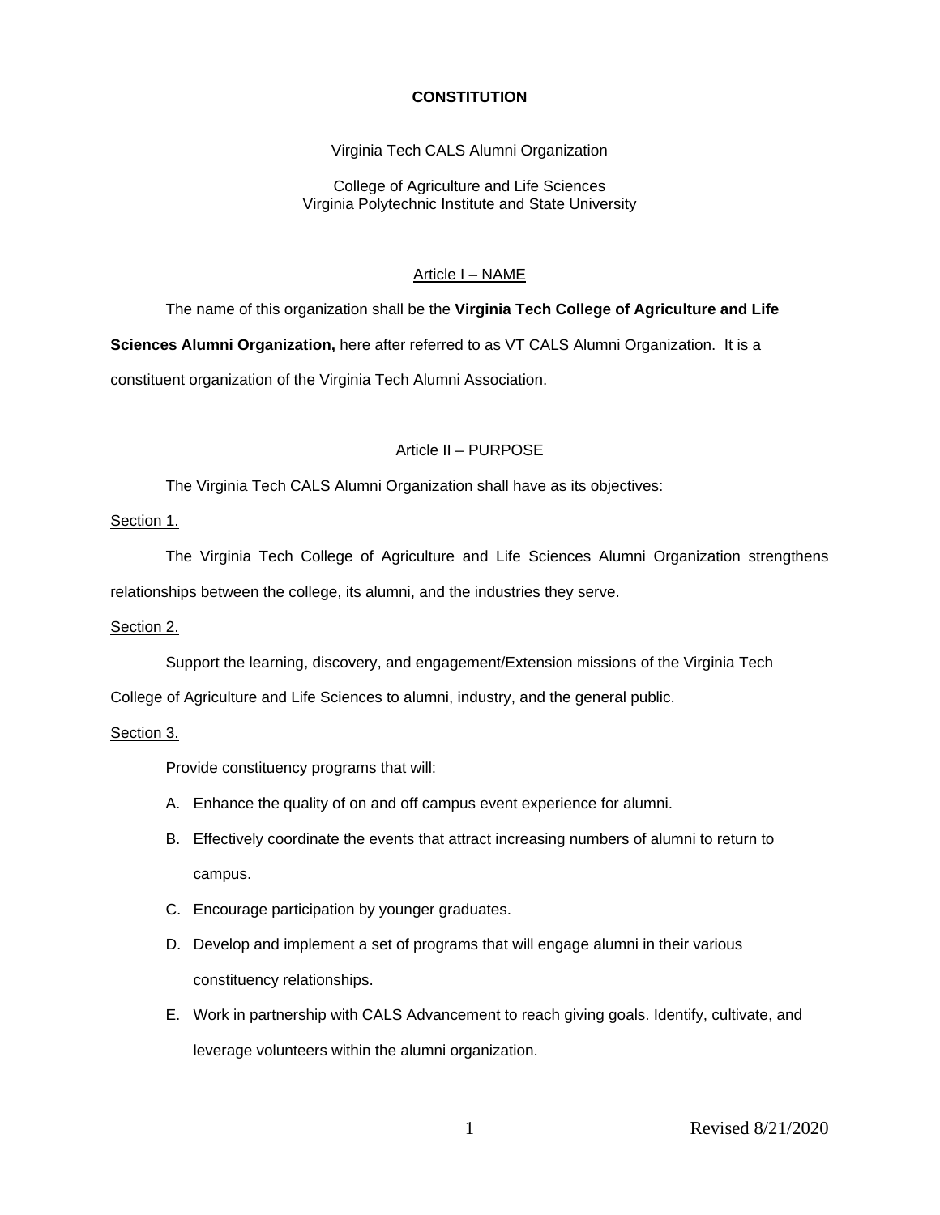# CONSTITUTION

Virginia Tech CALS Alumni Organization

College of Agriculture and Life Sciences
Virginia Polytechnic Institute and State University

## Article I – NAME

The name of this organization shall be the **Virginia Tech College of Agriculture and Life Sciences Alumni Organization,** here after referred to as VT CALS Alumni Organization. It is a constituent organization of the Virginia Tech Alumni Association.

## Article II – PURPOSE

The Virginia Tech CALS Alumni Organization shall have as its objectives:

Section 1.

The Virginia Tech College of Agriculture and Life Sciences Alumni Organization strengthens relationships between the college, its alumni, and the industries they serve.

Section 2.

Support the learning, discovery, and engagement/Extension missions of the Virginia Tech College of Agriculture and Life Sciences to alumni, industry, and the general public.

Section 3.

Provide constituency programs that will:

A. Enhance the quality of on and off campus event experience for alumni.
B. Effectively coordinate the events that attract increasing numbers of alumni to return to campus.
C. Encourage participation by younger graduates.
D. Develop and implement a set of programs that will engage alumni in their various constituency relationships.
E. Work in partnership with CALS Advancement to reach giving goals. Identify, cultivate, and leverage volunteers within the alumni organization.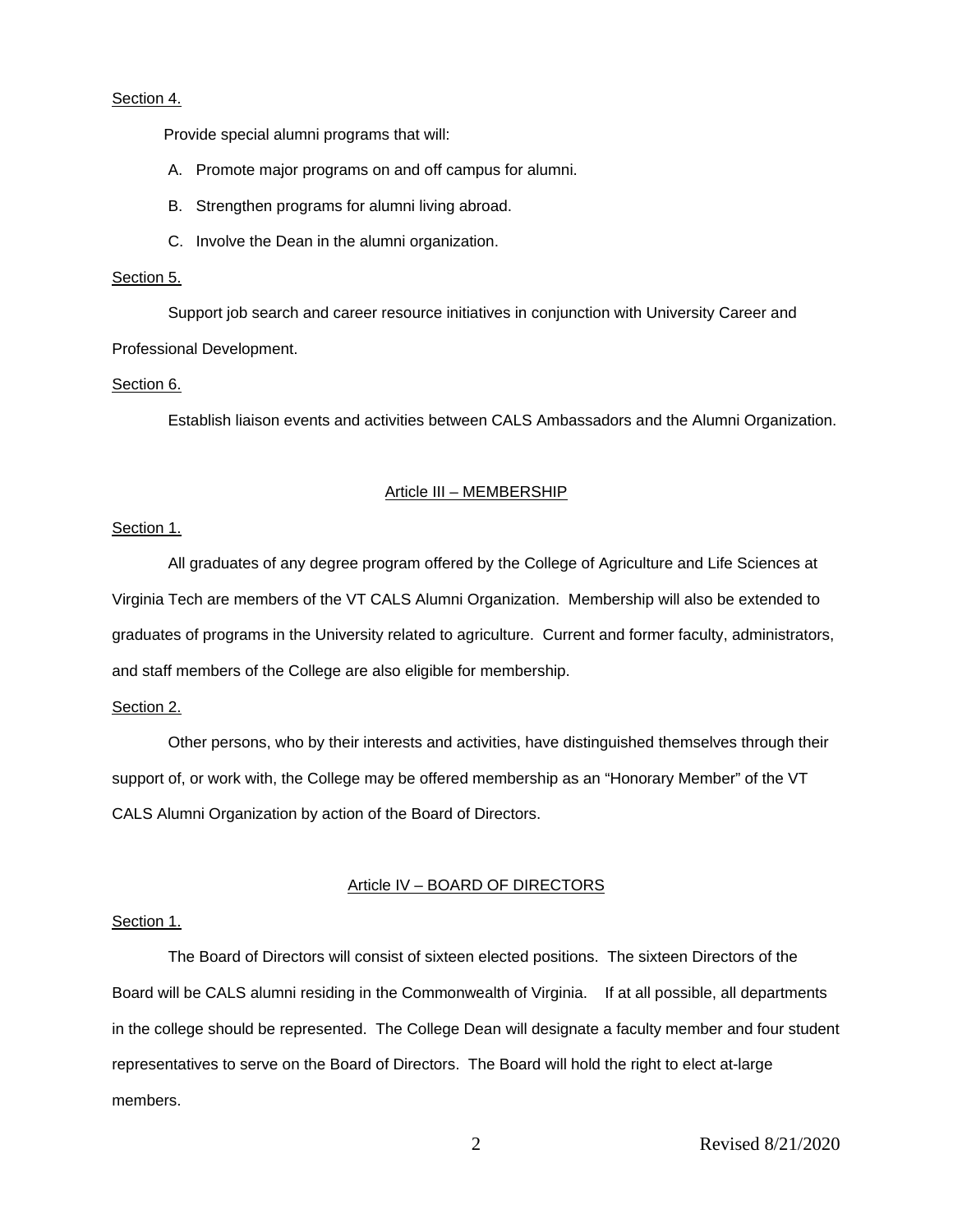Section 4.

Provide special alumni programs that will:

A. Promote major programs on and off campus for alumni.

B. Strengthen programs for alumni living abroad.

C. Involve the Dean in the alumni organization.

Section 5.

Support job search and career resource initiatives in conjunction with University Career and Professional Development.

Section 6.

Establish liaison events and activities between CALS Ambassadors and the Alumni Organization.

## Article III – MEMBERSHIP

Section 1.

All graduates of any degree program offered by the College of Agriculture and Life Sciences at Virginia Tech are members of the VT CALS Alumni Organization. Membership will also be extended to graduates of programs in the University related to agriculture. Current and former faculty, administrators, and staff members of the College are also eligible for membership.

Section 2.

Other persons, who by their interests and activities, have distinguished themselves through their support of, or work with, the College may be offered membership as an "Honorary Member" of the VT CALS Alumni Organization by action of the Board of Directors.

## Article IV – BOARD OF DIRECTORS

Section 1.

The Board of Directors will consist of sixteen elected positions. The sixteen Directors of the Board will be CALS alumni residing in the Commonwealth of Virginia. If at all possible, all departments in the college should be represented. The College Dean will designate a faculty member and four student representatives to serve on the Board of Directors. The Board will hold the right to elect at-large members.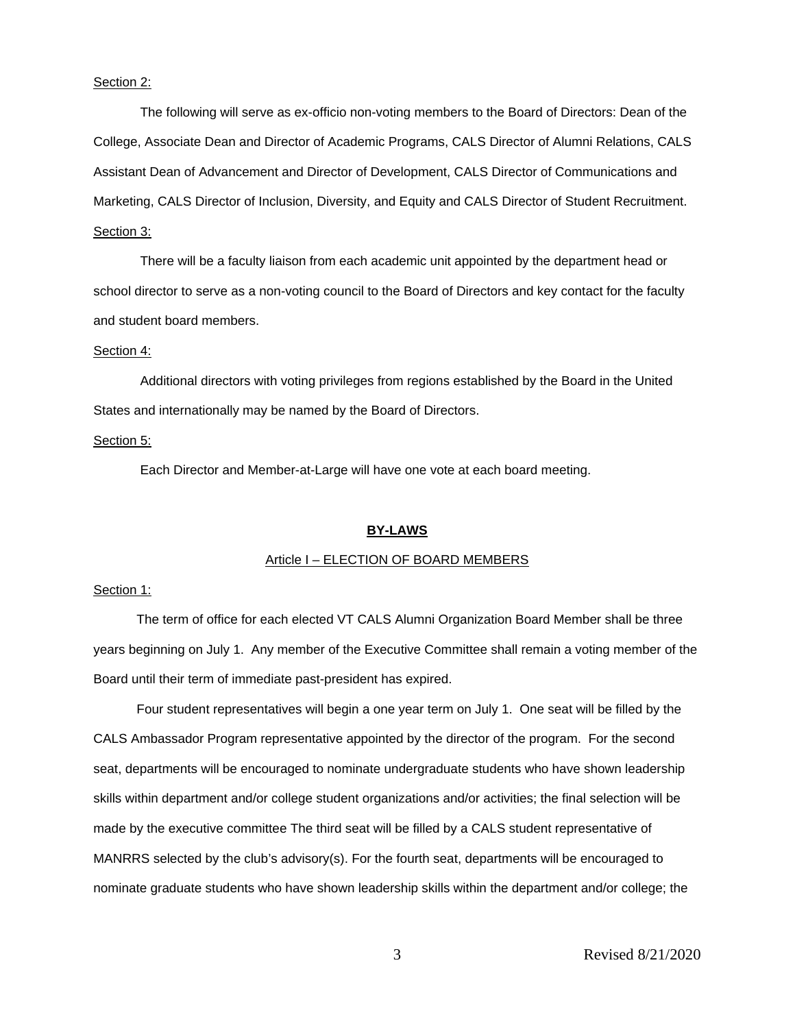Section 2:

The following will serve as ex-officio non-voting members to the Board of Directors: Dean of the College, Associate Dean and Director of Academic Programs, CALS Director of Alumni Relations, CALS Assistant Dean of Advancement and Director of Development, CALS Director of Communications and Marketing, CALS Director of Inclusion, Diversity, and Equity and CALS Director of Student Recruitment.

Section 3:

There will be a faculty liaison from each academic unit appointed by the department head or school director to serve as a non-voting council to the Board of Directors and key contact for the faculty and student board members.

Section 4:

Additional directors with voting privileges from regions established by the Board in the United States and internationally may be named by the Board of Directors.

Section 5:

Each Director and Member-at-Large will have one vote at each board meeting.

## BY-LAWS

### Article I – ELECTION OF BOARD MEMBERS

Section 1:

The term of office for each elected VT CALS Alumni Organization Board Member shall be three years beginning on July 1. Any member of the Executive Committee shall remain a voting member of the Board until their term of immediate past-president has expired.

Four student representatives will begin a one year term on July 1. One seat will be filled by the CALS Ambassador Program representative appointed by the director of the program. For the second seat, departments will be encouraged to nominate undergraduate students who have shown leadership skills within department and/or college student organizations and/or activities; the final selection will be made by the executive committee The third seat will be filled by a CALS student representative of MANRRS selected by the club's advisory(s). For the fourth seat, departments will be encouraged to nominate graduate students who have shown leadership skills within the department and/or college; the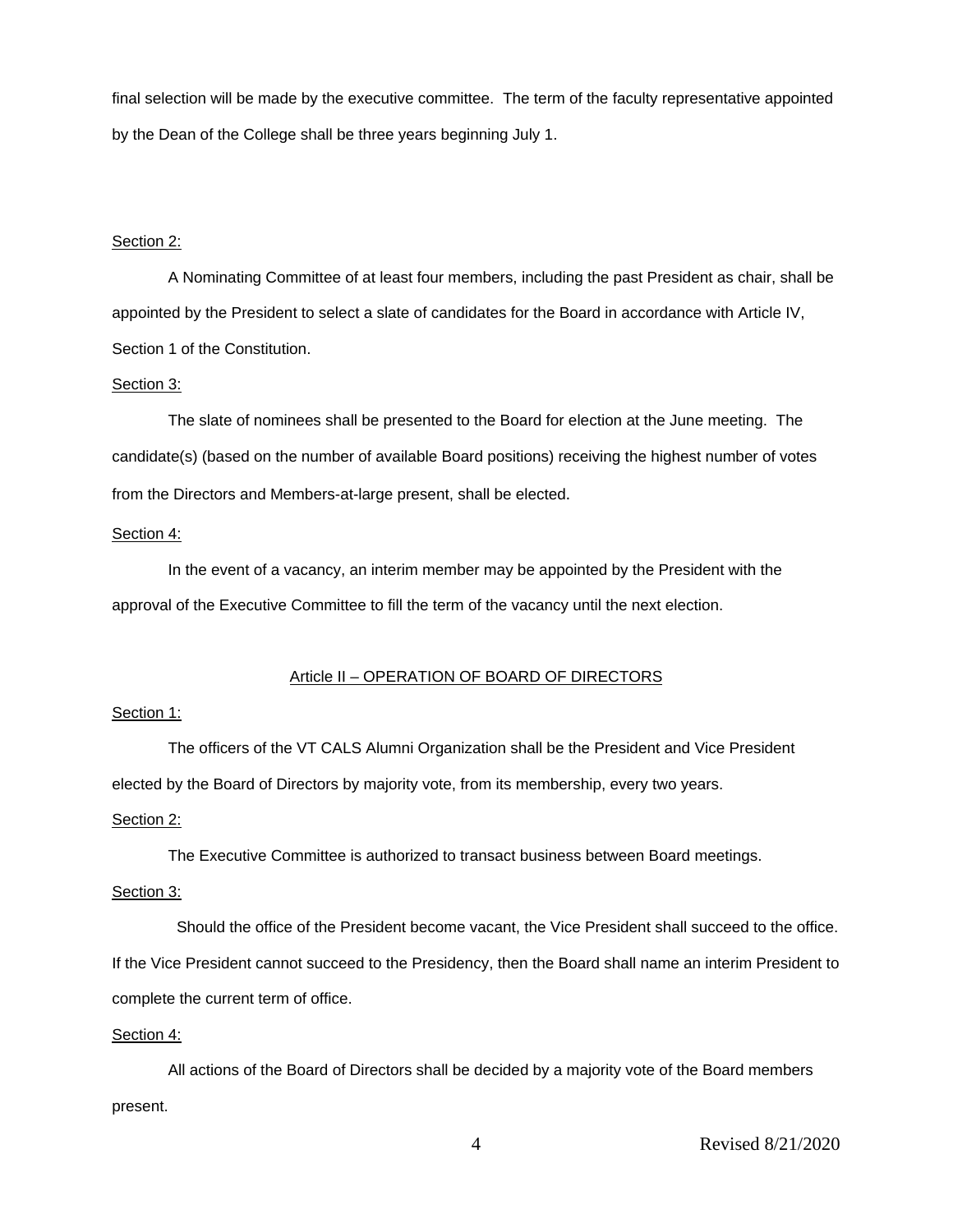final selection will be made by the executive committee. The term of the faculty representative appointed by the Dean of the College shall be three years beginning July 1.

Section 2:

A Nominating Committee of at least four members, including the past President as chair, shall be appointed by the President to select a slate of candidates for the Board in accordance with Article IV, Section 1 of the Constitution.

Section 3:

The slate of nominees shall be presented to the Board for election at the June meeting. The candidate(s) (based on the number of available Board positions) receiving the highest number of votes from the Directors and Members-at-large present, shall be elected.

Section 4:

In the event of a vacancy, an interim member may be appointed by the President with the approval of the Executive Committee to fill the term of the vacancy until the next election.

## Article II – OPERATION OF BOARD OF DIRECTORS

Section 1:

The officers of the VT CALS Alumni Organization shall be the President and Vice President elected by the Board of Directors by majority vote, from its membership, every two years.

Section 2:

The Executive Committee is authorized to transact business between Board meetings.

Section 3:

Should the office of the President become vacant, the Vice President shall succeed to the office. If the Vice President cannot succeed to the Presidency, then the Board shall name an interim President to complete the current term of office.

Section 4:

All actions of the Board of Directors shall be decided by a majority vote of the Board members present.

Revised 8/21/2020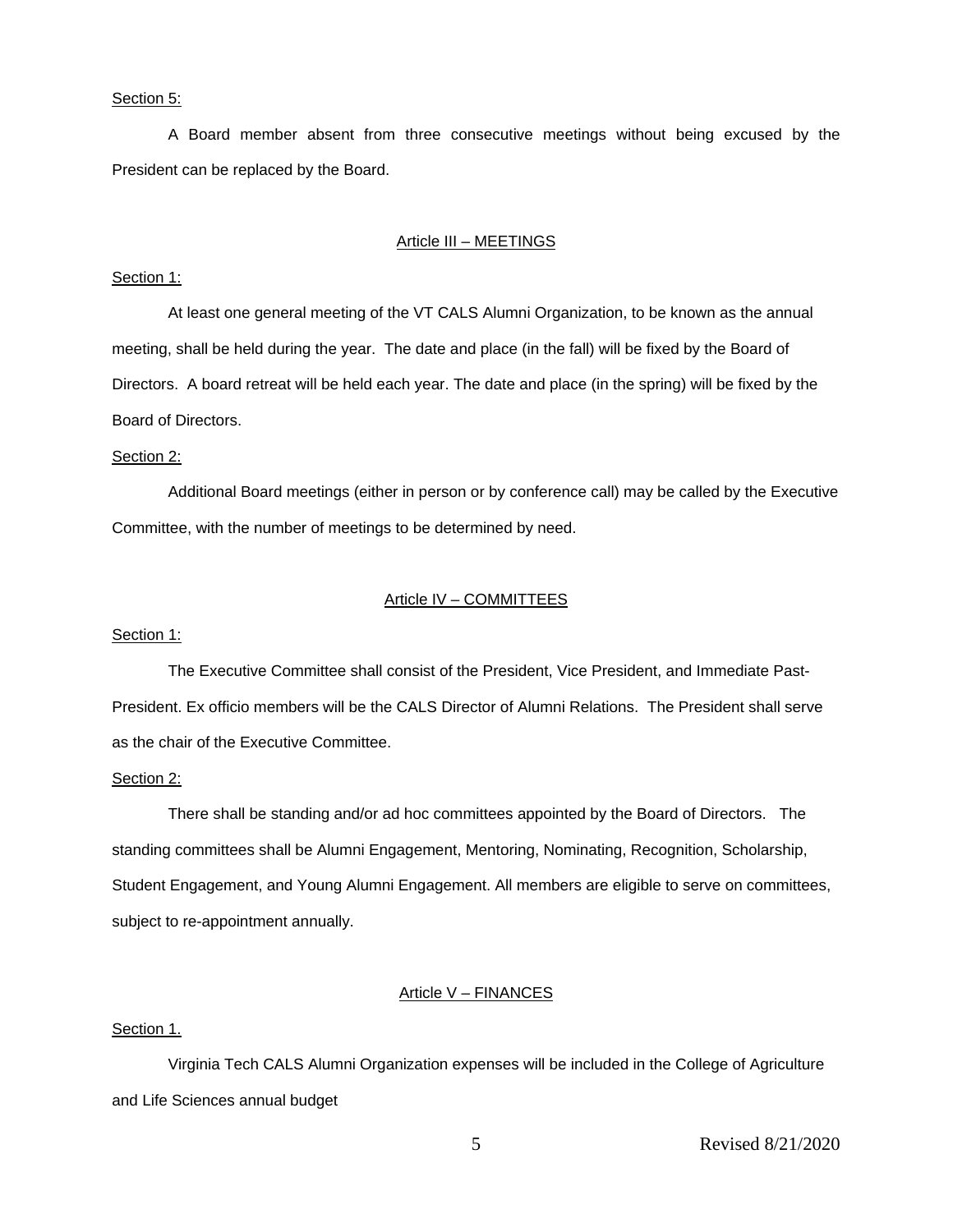Section 5:

A Board member absent from three consecutive meetings without being excused by the President can be replaced by the Board.

## Article III – MEETINGS

Section 1:

At least one general meeting of the VT CALS Alumni Organization, to be known as the annual meeting, shall be held during the year. The date and place (in the fall) will be fixed by the Board of Directors. A board retreat will be held each year. The date and place (in the spring) will be fixed by the Board of Directors.

Section 2:

Additional Board meetings (either in person or by conference call) may be called by the Executive Committee, with the number of meetings to be determined by need.

## Article IV – COMMITTEES

Section 1:

The Executive Committee shall consist of the President, Vice President, and Immediate Past-President. Ex officio members will be the CALS Director of Alumni Relations. The President shall serve as the chair of the Executive Committee.

Section 2:

There shall be standing and/or ad hoc committees appointed by the Board of Directors. The standing committees shall be Alumni Engagement, Mentoring, Nominating, Recognition, Scholarship, Student Engagement, and Young Alumni Engagement. All members are eligible to serve on committees, subject to re-appointment annually.

## Article V – FINANCES

Section 1.

Virginia Tech CALS Alumni Organization expenses will be included in the College of Agriculture and Life Sciences annual budget

Revised 8/21/2020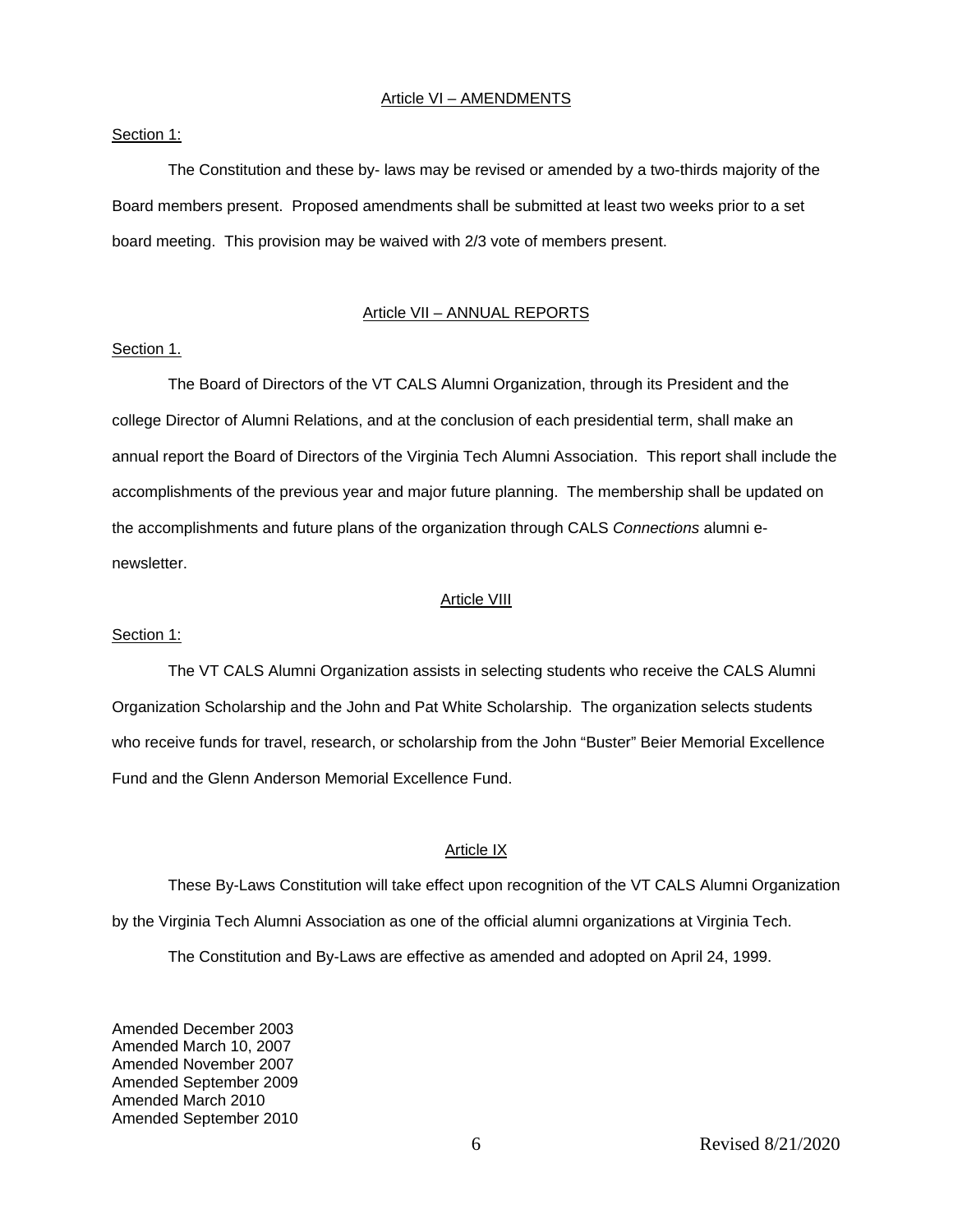## Article VI – AMENDMENTS

Section 1:

The Constitution and these by- laws may be revised or amended by a two-thirds majority of the Board members present. Proposed amendments shall be submitted at least two weeks prior to a set board meeting. This provision may be waived with 2/3 vote of members present.

## Article VII – ANNUAL REPORTS

Section 1.

The Board of Directors of the VT CALS Alumni Organization, through its President and the college Director of Alumni Relations, and at the conclusion of each presidential term, shall make an annual report the Board of Directors of the Virginia Tech Alumni Association. This report shall include the accomplishments of the previous year and major future planning. The membership shall be updated on the accomplishments and future plans of the organization through CALS *Connections* alumni e-newsletter.

## Article VIII

Section 1:

The VT CALS Alumni Organization assists in selecting students who receive the CALS Alumni Organization Scholarship and the John and Pat White Scholarship. The organization selects students who receive funds for travel, research, or scholarship from the John "Buster" Beier Memorial Excellence Fund and the Glenn Anderson Memorial Excellence Fund.

## Article IX

These By-Laws Constitution will take effect upon recognition of the VT CALS Alumni Organization by the Virginia Tech Alumni Association as one of the official alumni organizations at Virginia Tech.

The Constitution and By-Laws are effective as amended and adopted on April 24, 1999.

Amended December 2003
Amended March 10, 2007
Amended November 2007
Amended September 2009
Amended March 2010
Amended September 2010

Revised 8/21/2020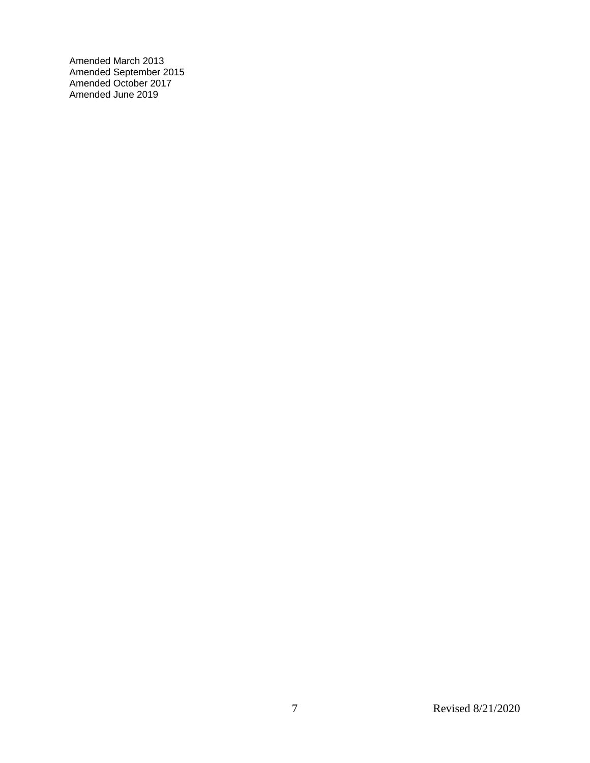Amended March 2013
Amended September 2015
Amended October 2017
Amended June 2019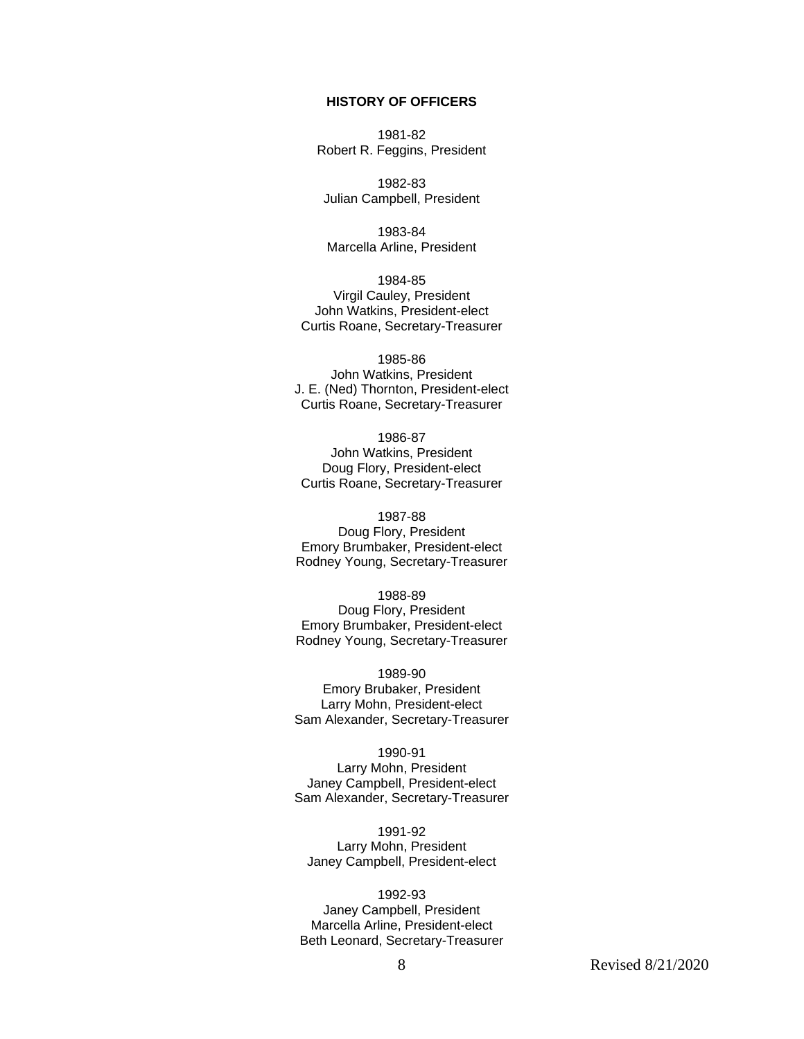**HISTORY OF OFFICERS**

1981-82
Robert R. Feggins, President

1982-83
Julian Campbell, President

1983-84
Marcella Arline, President

1984-85
Virgil Cauley, President
John Watkins, President-elect
Curtis Roane, Secretary-Treasurer

1985-86
John Watkins, President
J. E. (Ned) Thornton, President-elect
Curtis Roane, Secretary-Treasurer

1986-87
John Watkins, President
Doug Flory, President-elect
Curtis Roane, Secretary-Treasurer

1987-88
Doug Flory, President
Emory Brumbaker, President-elect
Rodney Young, Secretary-Treasurer

1988-89
Doug Flory, President
Emory Brumbaker, President-elect
Rodney Young, Secretary-Treasurer

1989-90
Emory Brubaker, President
Larry Mohn, President-elect
Sam Alexander, Secretary-Treasurer

1990-91
Larry Mohn, President
Janey Campbell, President-elect
Sam Alexander, Secretary-Treasurer

1991-92
Larry Mohn, President
Janey Campbell, President-elect

1992-93
Janey Campbell, President
Marcella Arline, President-elect
Beth Leonard, Secretary-Treasurer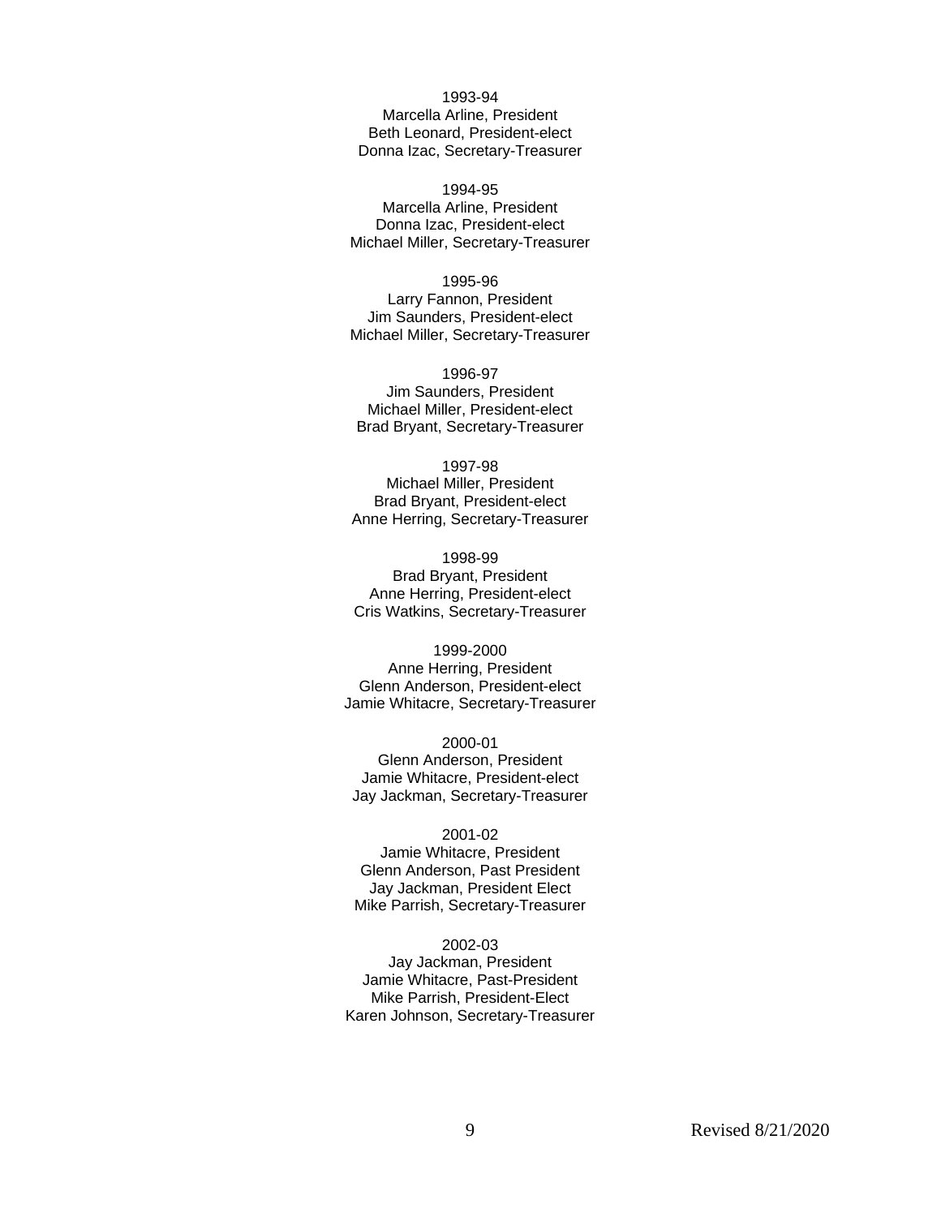1993-94
Marcella Arline, President
Beth Leonard, President-elect
Donna Izac, Secretary-Treasurer

1994-95
Marcella Arline, President
Donna Izac, President-elect
Michael Miller, Secretary-Treasurer

1995-96
Larry Fannon, President
Jim Saunders, President-elect
Michael Miller, Secretary-Treasurer

1996-97
Jim Saunders, President
Michael Miller, President-elect
Brad Bryant, Secretary-Treasurer

1997-98
Michael Miller, President
Brad Bryant, President-elect
Anne Herring, Secretary-Treasurer

1998-99
Brad Bryant, President
Anne Herring, President-elect
Cris Watkins, Secretary-Treasurer

1999-2000
Anne Herring, President
Glenn Anderson, President-elect
Jamie Whitacre, Secretary-Treasurer

2000-01
Glenn Anderson, President
Jamie Whitacre, President-elect
Jay Jackman, Secretary-Treasurer

2001-02
Jamie Whitacre, President
Glenn Anderson, Past President
Jay Jackman, President Elect
Mike Parrish, Secretary-Treasurer

2002-03
Jay Jackman, President
Jamie Whitacre, Past-President
Mike Parrish, President-Elect
Karen Johnson, Secretary-Treasurer

Revised 8/21/2020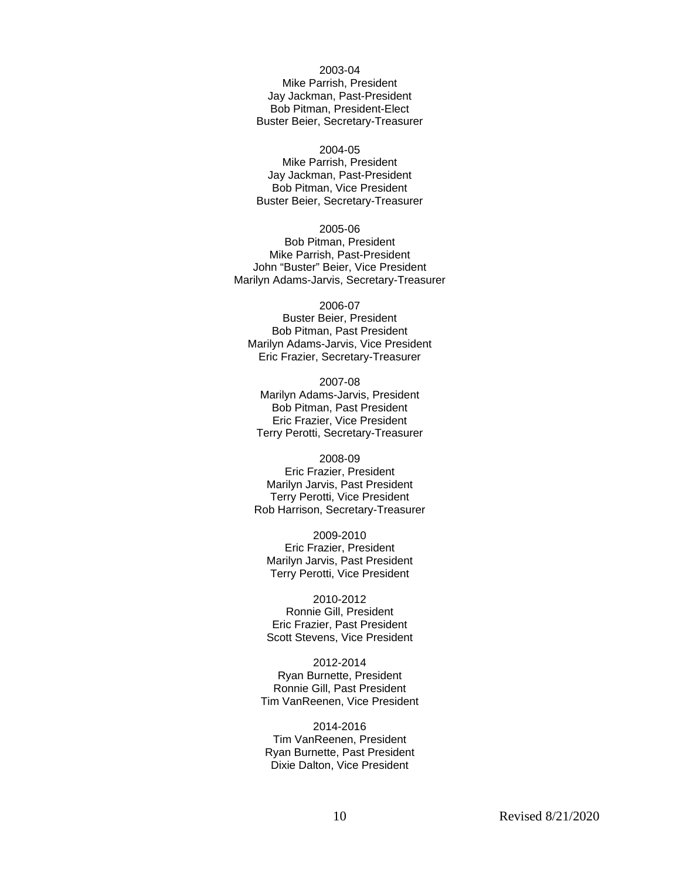2003-04
Mike Parrish, President
Jay Jackman, Past-President
Bob Pitman, President-Elect
Buster Beier, Secretary-Treasurer

2004-05
Mike Parrish, President
Jay Jackman, Past-President
Bob Pitman, Vice President
Buster Beier, Secretary-Treasurer

2005-06
Bob Pitman, President
Mike Parrish, Past-President
John “Buster” Beier, Vice President
Marilyn Adams-Jarvis, Secretary-Treasurer

2006-07
Buster Beier, President
Bob Pitman, Past President
Marilyn Adams-Jarvis, Vice President
Eric Frazier, Secretary-Treasurer

2007-08
Marilyn Adams-Jarvis, President
Bob Pitman, Past President
Eric Frazier, Vice President
Terry Perotti, Secretary-Treasurer

2008-09
Eric Frazier, President
Marilyn Jarvis, Past President
Terry Perotti, Vice President
Rob Harrison, Secretary-Treasurer

2009-2010
Eric Frazier, President
Marilyn Jarvis, Past President
Terry Perotti, Vice President

2010-2012
Ronnie Gill, President
Eric Frazier, Past President
Scott Stevens, Vice President

2012-2014
Ryan Burnette, President
Ronnie Gill, Past President
Tim VanReenen, Vice President

2014-2016
Tim VanReenen, President
Ryan Burnette, Past President
Dixie Dalton, Vice President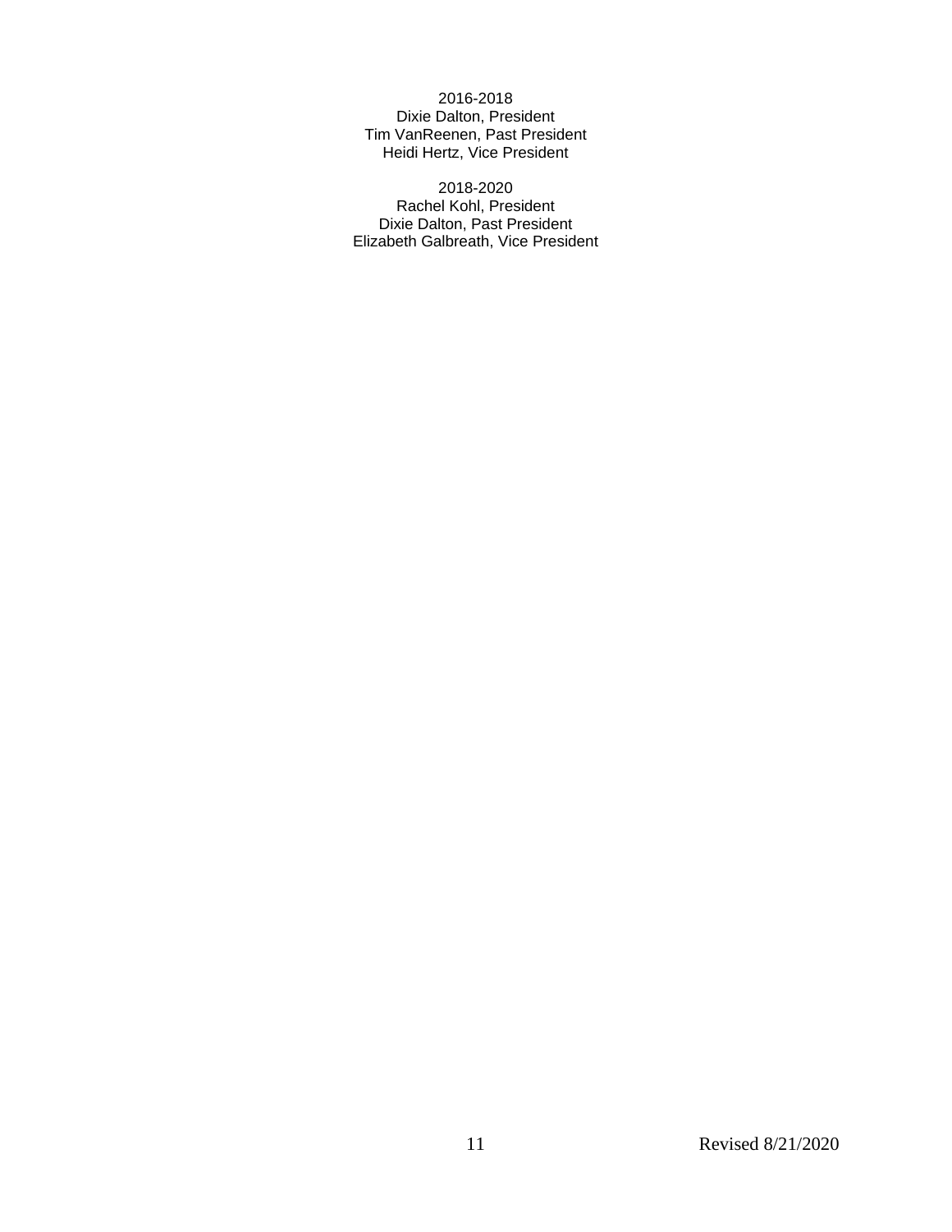2016-2018
Dixie Dalton, President
Tim VanReenen, Past President
Heidi Hertz, Vice President

2018-2020
Rachel Kohl, President
Dixie Dalton, Past President
Elizabeth Galbreath, Vice President